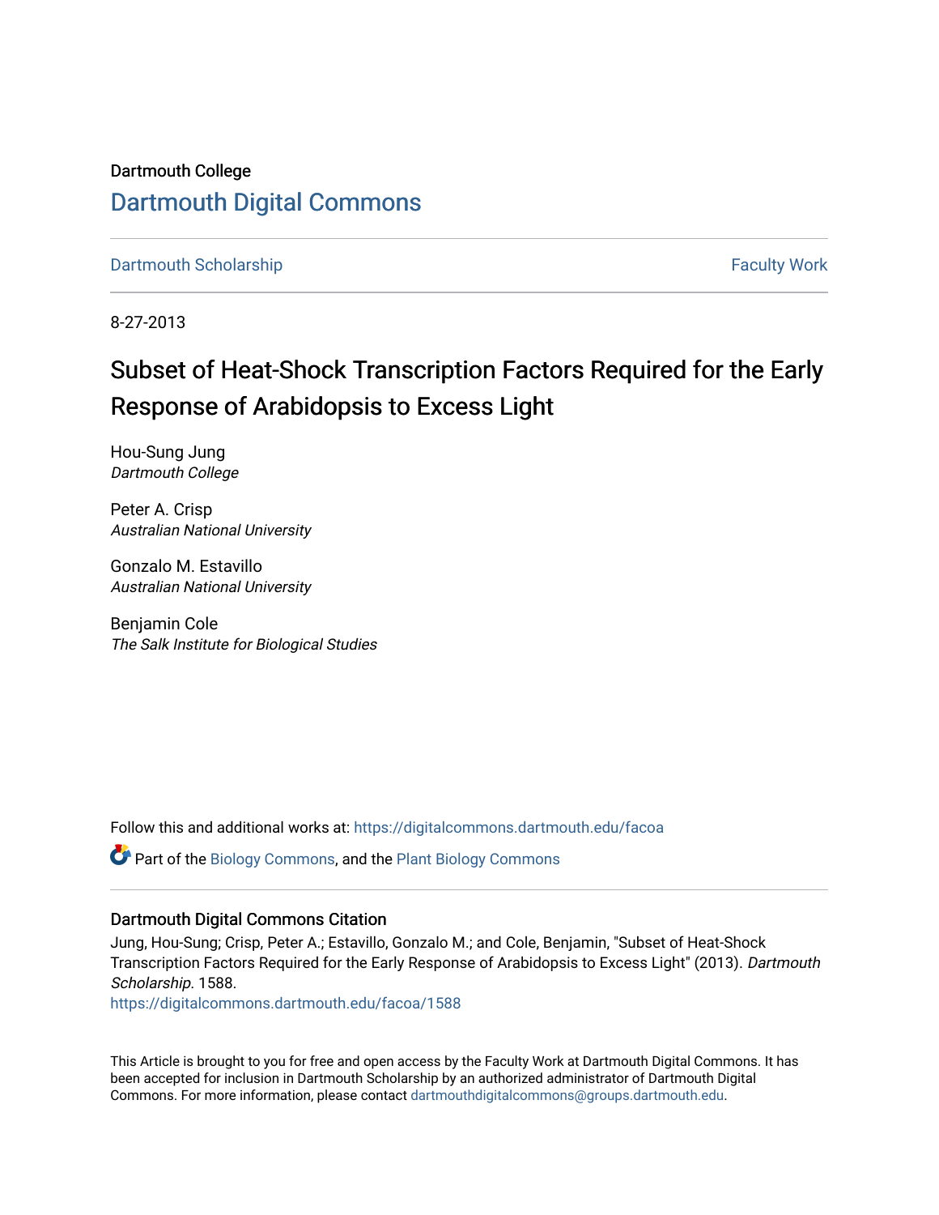Dartmouth College

# Dartmouth Digital Commons

Dartmouth Scholarship | Faculty Work

8-27-2013

# Subset of Heat-Shock Transcription Factors Required for the Early Response of Arabidopsis to Excess Light

Hou-Sung Jung
*Dartmouth College*

Peter A. Crisp
*Australian National University*

Gonzalo M. Estavillo
*Australian National University*

Benjamin Cole
*The Salk Institute for Biological Studies*

Follow this and additional works at: https://digitalcommons.dartmouth.edu/facoa

Part of the Biology Commons, and the Plant Biology Commons

## Dartmouth Digital Commons Citation

Jung, Hou-Sung; Crisp, Peter A.; Estavillo, Gonzalo M.; and Cole, Benjamin, "Subset of Heat-Shock Transcription Factors Required for the Early Response of Arabidopsis to Excess Light" (2013). *Dartmouth Scholarship*. 1588.
https://digitalcommons.dartmouth.edu/facoa/1588

This Article is brought to you for free and open access by the Faculty Work at Dartmouth Digital Commons. It has been accepted for inclusion in Dartmouth Scholarship by an authorized administrator of Dartmouth Digital Commons. For more information, please contact dartmouthdigitalcommons@groups.dartmouth.edu.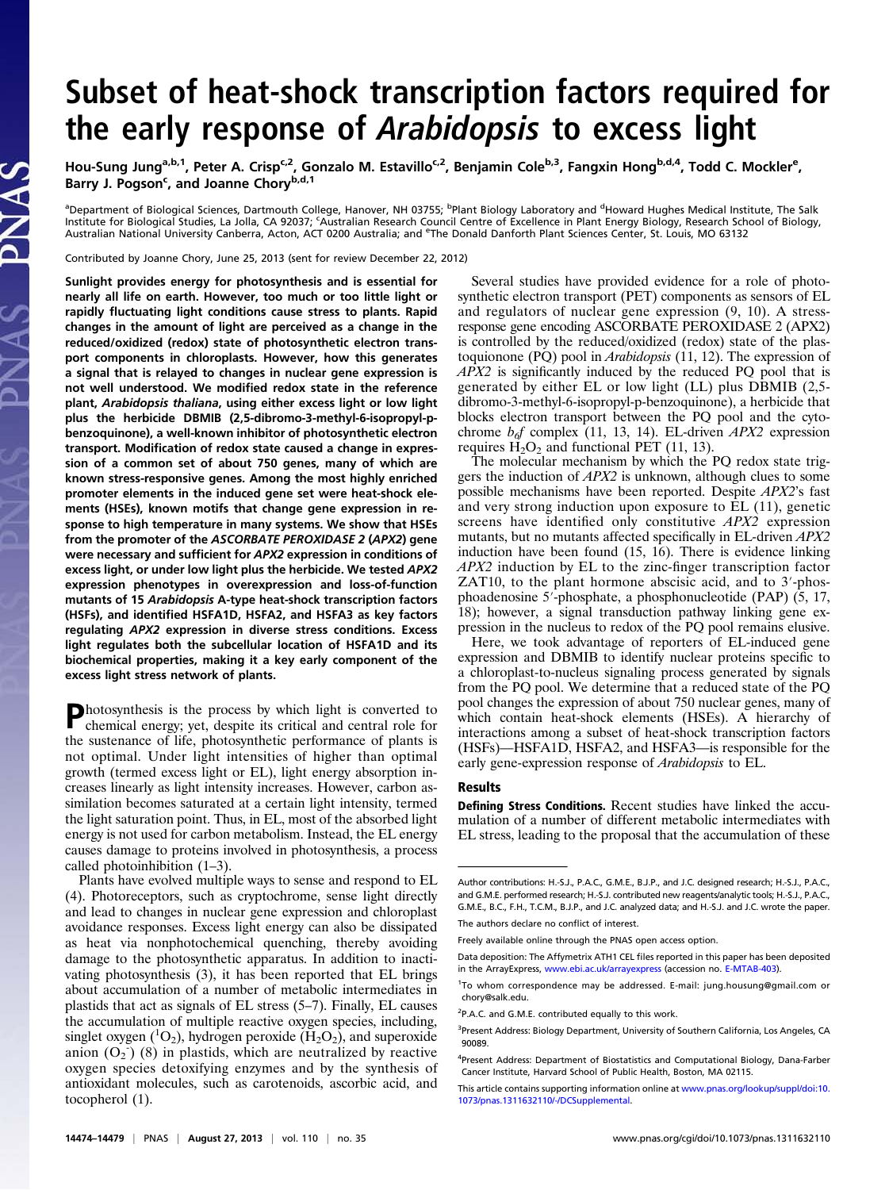# Subset of heat-shock transcription factors required for the early response of *Arabidopsis* to excess light

Hou-Sung Jung[a,b,1], Peter A. Crisp[c,2], Gonzalo M. Estavillo[c,2], Benjamin Cole[b,3], Fangxin Hong[b,d,4], Todd C. Mockler[e], Barry J. Pogson[c], and Joanne Chory[b,d,1]

[a]Department of Biological Sciences, Dartmouth College, Hanover, NH 03755; [b]Plant Biology Laboratory and [d]Howard Hughes Medical Institute, The Salk Institute for Biological Studies, La Jolla, CA 92037; [c]Australian Research Council Centre of Excellence in Plant Energy Biology, Research School of Biology, Australian National University Canberra, Acton, ACT 0200 Australia; and [e]The Donald Danforth Plant Sciences Center, St. Louis, MO 63132

Contributed by Joanne Chory, June 25, 2013 (sent for review December 22, 2012)

**Sunlight provides energy for photosynthesis and is essential for nearly all life on earth. However, too much or too little light or rapidly fluctuating light conditions cause stress to plants. Rapid changes in the amount of light are perceived as a change in the reduced/oxidized (redox) state of photosynthetic electron transport components in chloroplasts. However, how this generates a signal that is relayed to changes in nuclear gene expression is not well understood. We modified redox state in the reference plant, *Arabidopsis thaliana*, using either excess light or low light plus the herbicide DBMIB (2,5-dibromo-3-methyl-6-isopropyl-p-benzoquinone), a well-known inhibitor of photosynthetic electron transport. Modification of redox state caused a change in expression of a common set of about 750 genes, many of which are known stress-responsive genes. Among the most highly enriched promoter elements in the induced gene set were heat-shock elements (HSEs), known motifs that change gene expression in response to high temperature in many systems. We show that HSEs from the promoter of the *ASCORBATE PEROXIDASE 2* (*APX2*) gene were necessary and sufficient for *APX2* expression in conditions of excess light, or under low light plus the herbicide. We tested *APX2* expression phenotypes in overexpression and loss-of-function mutants of 15 *Arabidopsis* A-type heat-shock transcription factors (HSFs), and identified HSFA1D, HSFA2, and HSFA3 as key factors regulating *APX2* expression in diverse stress conditions. Excess light regulates both the subcellular location of HSFA1D and its biochemical properties, making it a key early component of the excess light stress network of plants.**

**P**hotosynthesis is the process by which light is converted to chemical energy; yet, despite its critical and central role for the sustenance of life, photosynthetic performance of plants is not optimal. Under light intensities of higher than optimal growth (termed excess light or EL), light energy absorption increases linearly as light intensity increases. However, carbon assimilation becomes saturated at a certain light intensity, termed the light saturation point. Thus, in EL, most of the absorbed light energy is not used for carbon metabolism. Instead, the EL energy causes damage to proteins involved in photosynthesis, a process called photoinhibition (1–3).

Plants have evolved multiple ways to sense and respond to EL (4). Photoreceptors, such as cryptochrome, sense light directly and lead to changes in nuclear gene expression and chloroplast avoidance responses. Excess light energy can also be dissipated as heat via nonphotochemical quenching, thereby avoiding damage to the photosynthetic apparatus. In addition to inactivating photosynthesis (3), it has been reported that EL brings about accumulation of a number of metabolic intermediates in plastids that act as signals of EL stress (5–7). Finally, EL causes the accumulation of multiple reactive oxygen species, including, singlet oxygen ($^1O_2$), hydrogen peroxide ($H_2O_2$), and superoxide anion ($O_2^-$) (8) in plastids, which are neutralized by reactive oxygen species detoxifying enzymes and by the synthesis of antioxidant molecules, such as carotenoids, ascorbic acid, and tocopherol (1).

Several studies have provided evidence for a role of photosynthetic electron transport (PET) components as sensors of EL and regulators of nuclear gene expression (9, 10). A stress-response gene encoding ASCORBATE PEROXIDASE 2 (APX2) is controlled by the reduced/oxidized (redox) state of the plastoquinone (PQ) pool in *Arabidopsis* (11, 12). The expression of *APX2* is significantly induced by the reduced PQ pool that is generated by either EL or low light (LL) plus DBMIB (2,5-dibromo-3-methyl-6-isopropyl-p-benzoquinone), a herbicide that blocks electron transport between the PQ pool and the cytochrome $b_6f$ complex (11, 13, 14). EL-driven *APX2* expression requires $H_2O_2$ and functional PET (11, 13).

The molecular mechanism by which the PQ redox state triggers the induction of *APX2* is unknown, although clues to some possible mechanisms have been reported. Despite *APX2*'s fast and very strong induction upon exposure to EL (11), genetic screens have identified only constitutive *APX2* expression mutants, but no mutants affected specifically in EL-driven *APX2* induction have been found (15, 16). There is evidence linking *APX2* induction by EL to the zinc-finger transcription factor ZAT10, to the plant hormone abscisic acid, and to 3′-phosphoadenosine 5′-phosphate, a phosphonucleotide (PAP) (5, 17, 18); however, a signal transduction pathway linking gene expression in the nucleus to redox of the PQ pool remains elusive.

Here, we took advantage of reporters of EL-induced gene expression and DBMIB to identify nuclear proteins specific to a chloroplast-to-nucleus signaling process generated by signals from the PQ pool. We determine that a reduced state of the PQ pool changes the expression of about 750 nuclear genes, many of which contain heat-shock elements (HSEs). A hierarchy of interactions among a subset of heat-shock transcription factors (HSFs)—HSFA1D, HSFA2, and HSFA3—is responsible for the early gene-expression response of *Arabidopsis* to EL.

## Results

**Defining Stress Conditions.** Recent studies have linked the accumulation of a number of different metabolic intermediates with EL stress, leading to the proposal that the accumulation of these

---

Author contributions: H.-S.J., P.A.C., G.M.E., B.J.P., and J.C. designed research; H.-S.J., P.A.C., and G.M.E. performed research; H.-S.J. contributed new reagents/analytic tools; H.-S.J., P.A.C., G.M.E., B.C., F.H., T.C.M., B.J.P., and J.C. analyzed data; and H.-S.J. and J.C. wrote the paper.

The authors declare no conflict of interest.

Freely available online through the PNAS open access option.

Data deposition: The Affymetrix ATH1 CEL files reported in this paper has been deposited in the ArrayExpress, www.ebi.ac.uk/arrayexpress (accession no. E-MTAB-403).

[1]To whom correspondence may be addressed. E-mail: jung.housung@gmail.com or chory@salk.edu.

[2]P.A.C. and G.M.E. contributed equally to this work.

[3]Present Address: Biology Department, University of Southern California, Los Angeles, CA 90089.

[4]Present Address: Department of Biostatistics and Computational Biology, Dana-Farber Cancer Institute, Harvard School of Public Health, Boston, MA 02115.

This article contains supporting information online at www.pnas.org/lookup/suppl/doi:10.1073/pnas.1311632110/-/DCSupplemental.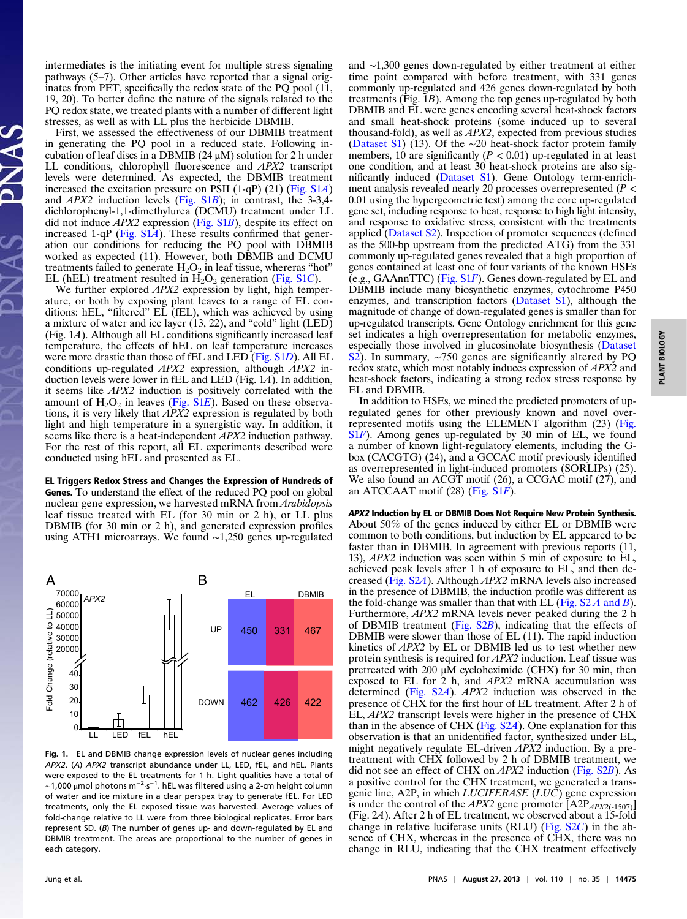intermediates is the initiating event for multiple stress signaling pathways (5–7). Other articles have reported that a signal originates from PET, specifically the redox state of the PQ pool (11, 19, 20). To better define the nature of the signals related to the PQ redox state, we treated plants with a number of different light stresses, as well as with LL plus the herbicide DBMIB.

First, we assessed the effectiveness of our DBMIB treatment in generating the PQ pool in a reduced state. Following incubation of leaf discs in a DBMIB (24 μM) solution for 2 h under LL conditions, chlorophyll fluorescence and *APX2* transcript levels were determined. As expected, the DBMIB treatment increased the excitation pressure on PSII (1-qP) (21) (Fig. S1*A*) and *APX2* induction levels (Fig. S1*B*); in contrast, the 3-3,4-dichlorophenyl-1,1-dimethylurea (DCMU) treatment under LL did not induce *APX2* expression (Fig. S1*B*), despite its effect on increased 1-qP (Fig. S1*A*). These results confirmed that generation our conditions for reducing the PQ pool with DBMIB worked as expected (11). However, both DBMIB and DCMU treatments failed to generate $H_2O_2$ in leaf tissue, whereas "hot" EL (hEL) treatment resulted in $H_2O_2$ generation (Fig. S1*C*).

We further explored *APX2* expression by light, high temperature, or both by exposing plant leaves to a range of EL conditions: hEL, "filtered" EL (fEL), which was achieved by using a mixture of water and ice layer (13, 22), and "cold" light (LED) (Fig. 1*A*). Although all EL conditions significantly increased leaf temperature, the effects of hEL on leaf temperature increases were more drastic than those of fEL and LED (Fig. S1*D*). All EL conditions up-regulated *APX2* expression, although *APX2* induction levels were lower in fEL and LED (Fig. 1*A*). In addition, it seems like *APX2* induction is positively correlated with the amount of $H_2O_2$ in leaves (Fig. S1*E*). Based on these observations, it is very likely that *APX2* expression is regulated by both light and high temperature in a synergistic way. In addition, it seems like there is a heat-independent *APX2* induction pathway. For the rest of this report, all EL experiments described were conducted using hEL and presented as EL.

**EL Triggers Redox Stress and Changes the Expression of Hundreds of Genes.** To understand the effect of the reduced PQ pool on global nuclear gene expression, we harvested mRNA from *Arabidopsis* leaf tissue treated with EL (for 30 min or 2 h), or LL plus DBMIB (for 30 min or 2 h), and generated expression profiles using ATH1 microarrays. We found ~1,250 genes up-regulated and ~1,300 genes down-regulated by either treatment at either time point compared with before treatment, with 331 genes commonly up-regulated and 426 genes down-regulated by both treatments (Fig. 1*B*). Among the top genes up-regulated by both DBMIB and EL were genes encoding several heat-shock factors and small heat-shock proteins (some induced up to several thousand-fold), as well as *APX2*, expected from previous studies (Dataset S1) (13). Of the ~20 heat-shock factor protein family members, 10 are significantly ($P < 0.01$) up-regulated in at least one condition, and at least 30 heat-shock proteins are also significantly induced (Dataset S1). Gene Ontology term-enrichment analysis revealed nearly 20 processes overrepresented ($P < 0.01$ using the hypergeometric test) among the core up-regulated gene set, including response to heat, response to high light intensity, and response to oxidative stress, consistent with the treatments applied (Dataset S2). Inspection of promoter sequences (defined as the 500-bp upstream from the predicted ATG) from the 331 commonly up-regulated genes revealed that a high proportion of genes contained at least one of four variants of the known HSEs (e.g., GAAnnTTC) (Fig. S1*F*). Genes down-regulated by EL and DBMIB include many biosynthetic enzymes, cytochrome P450 enzymes, and transcription factors (Dataset S1), although the magnitude of change of down-regulated genes is smaller than for up-regulated transcripts. Gene Ontology enrichment for this gene set indicates a high overrepresentation for metabolic enzymes, especially those involved in glucosinolate biosynthesis (Dataset S2). In summary, ~750 genes are significantly altered by PQ redox state, which most notably induces expression of *APX2* and heat-shock factors, indicating a strong redox stress response by EL and DBMIB.

In addition to HSEs, we mined the predicted promoters of up-regulated genes for other previously known and novel overrepresented motifs using the ELEMENT algorithm (23) (Fig. S1*F*). Among genes up-regulated by 30 min of EL, we found a number of known light-regulatory elements, including the G-box (CACGTG) (24), and a GCCAC motif previously identified as overrepresented in light-induced promoters (SORLIPs) (25). We also found an ACGT motif (26), a CCGAC motif (27), and an ATCCAAT motif (28) (Fig. S1*F*).

**Fig. 1.** EL and DBMIB change expression levels of nuclear genes including *APX2*. (*A*) *APX2* transcript abundance under LL, LED, fEL, and hEL. Plants were exposed to the EL treatments for 1 h. Light qualities have a total of ~1,000 μmol photons $m^{-2}·s^{-1}$. hEL was filtered using a 2-cm height column of water and ice mixture in a clear perspex tray to generate fEL. For LED treatments, only the EL exposed tissue was harvested. Average values of fold-change relative to LL were from three biological replicates. Error bars represent SD. (*B*) The number of genes up- and down-regulated by EL and DBMIB treatment. The areas are proportional to the number of genes in each category.

***APX2* Induction by EL or DBMIB Does Not Require New Protein Synthesis.** About 50% of the genes induced by either EL or DBMIB were common to both conditions, but induction by EL appeared to be faster than in DBMIB. In agreement with previous reports (11, 13), *APX2* induction was seen within 5 min of exposure to EL, achieved peak levels after 1 h of exposure to EL, and then decreased (Fig. S2*A*). Although *APX2* mRNA levels also increased in the presence of DBMIB, the induction profile was different as the fold-change was smaller than that with EL (Fig. S2 *A* and *B*). Furthermore, *APX2* mRNA levels never peaked during the 2 h of DBMIB treatment (Fig. S2*B*), indicating that the effects of DBMIB were slower than those of EL (11). The rapid induction kinetics of *APX2* by EL or DBMIB led us to test whether new protein synthesis is required for *APX2* induction. Leaf tissue was pretreated with 200 μM cycloheximide (CHX) for 30 min, then exposed to EL for 2 h, and *APX2* mRNA accumulation was determined (Fig. S2*A*). *APX2* induction was observed in the presence of CHX for the first hour of EL treatment. After 2 h of EL, *APX2* transcript levels were higher in the presence of CHX than in the absence of CHX (Fig. S2*A*). One explanation for this observation is that an unidentified factor, synthesized under EL, might negatively regulate EL-driven *APX2* induction. By a pretreatment with CHX followed by 2 h of DBMIB treatment, we did not see an effect of CHX on *APX2* induction (Fig. S2*B*). As a positive control for the CHX treatment, we generated a transgenic line, A2P, in which *LUCIFERASE* (*LUC*) gene expression is under the control of the *APX2* gene promoter [A2P$_{APX2(-1507)}$] (Fig. 2*A*). After 2 h of EL treatment, we observed about a 15-fold change in relative luciferase units (RLU) (Fig. S2*C*) in the absence of CHX, whereas in the presence of CHX, there was no change in RLU, indicating that the CHX treatment effectively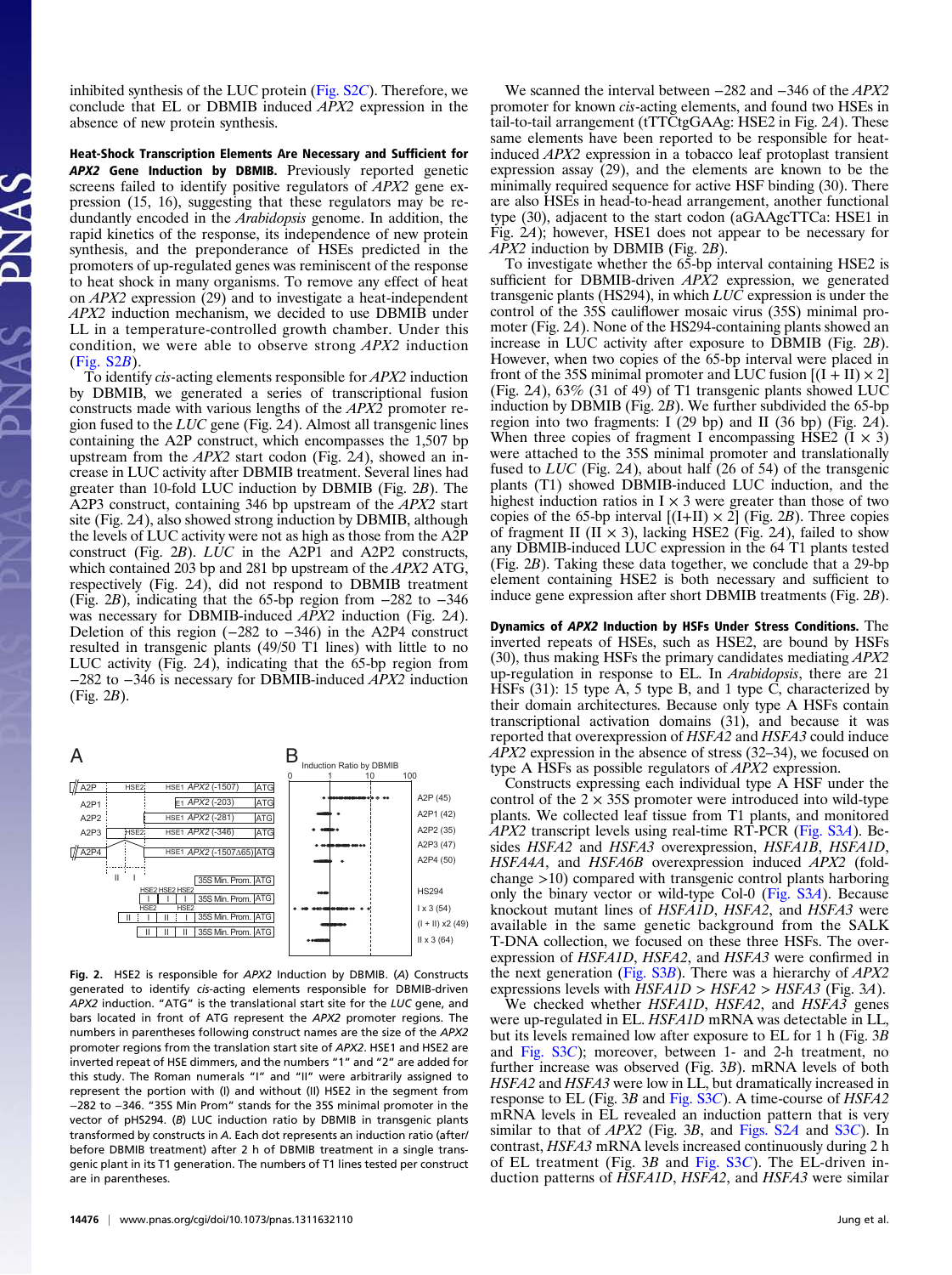inhibited synthesis of the LUC protein (Fig. S2C). Therefore, we conclude that EL or DBMIB induced *APX2* expression in the absence of new protein synthesis.

**Heat-Shock Transcription Elements Are Necessary and Sufficient for *APX2* Gene Induction by DBMIB.** Previously reported genetic screens failed to identify positive regulators of *APX2* gene expression (15, 16), suggesting that these regulators may be redundantly encoded in the *Arabidopsis* genome. In addition, the rapid kinetics of the response, its independence of new protein synthesis, and the preponderance of HSEs predicted in the promoters of up-regulated genes was reminiscent of the response to heat shock in many organisms. To remove any effect of heat on *APX2* expression (29) and to investigate a heat-independent *APX2* induction mechanism, we decided to use DBMIB under LL in a temperature-controlled growth chamber. Under this condition, we were able to observe strong *APX2* induction (Fig. S2B).

To identify *cis*-acting elements responsible for *APX2* induction by DBMIB, we generated a series of transcriptional fusion constructs made with various lengths of the *APX2* promoter region fused to the *LUC* gene (Fig. 2A). Almost all transgenic lines containing the A2P construct, which encompasses the 1,507 bp upstream from the *APX2* start codon (Fig. 2A), showed an increase in LUC activity after DBMIB treatment. Several lines had greater than 10-fold LUC induction by DBMIB (Fig. 2B). The A2P3 construct, containing 346 bp upstream of the *APX2* start site (Fig. 2A), also showed strong induction by DBMIB, although the levels of LUC activity were not as high as those from the A2P construct (Fig. 2B). *LUC* in the A2P1 and A2P2 constructs, which contained 203 bp and 281 bp upstream of the *APX2* ATG, respectively (Fig. 2A), did not respond to DBMIB treatment (Fig. 2B), indicating that the 65-bp region from −282 to −346 was necessary for DBMIB-induced *APX2* induction (Fig. 2A). Deletion of this region (−282 to −346) in the A2P4 construct resulted in transgenic plants (49/50 T1 lines) with little to no LUC activity (Fig. 2A), indicating that the 65-bp region from −282 to −346 is necessary for DBMIB-induced *APX2* induction (Fig. 2B).

Fig. 2. HSE2 is responsible for *APX2* Induction by DBMIB. (*A*) Constructs generated to identify *cis*-acting elements responsible for DBMIB-driven *APX2* induction. "ATG" is the translational start site for the *LUC* gene, and bars located in front of ATG represent the *APX2* promoter regions. The numbers in parentheses following construct names are the size of the *APX2* promoter regions from the translation start site of *APX2*. HSE1 and HSE2 are inverted repeat of HSE dimmers, and the numbers "1" and "2" are added for this study. The Roman numerals "I" and "II" were arbitrarily assigned to represent the portion with (I) and without (II) HSE2 in the segment from −282 to −346. "35S Min Prom" stands for the 35S minimal promoter in the vector of pHS294. (*B*) LUC induction ratio by DBMIB in transgenic plants transformed by constructs in *A*. Each dot represents an induction ratio (after/before DBMIB treatment) after 2 h of DBMIB treatment in a single transgenic plant in its T1 generation. The numbers of T1 lines tested per construct are in parentheses.

We scanned the interval between −282 and −346 of the *APX2* promoter for known *cis*-acting elements, and found two HSEs in tail-to-tail arrangement (tTTCtgGAAg: HSE2 in Fig. 2A). These same elements have been reported to be responsible for heat-induced *APX2* expression in a tobacco leaf protoplast transient expression assay (29), and the elements are known to be the minimally required sequence for active HSF binding (30). There are also HSEs in head-to-head arrangement, another functional type (30), adjacent to the start codon (aGAAgcTTCa: HSE1 in Fig. 2A); however, HSE1 does not appear to be necessary for *APX2* induction by DBMIB (Fig. 2B).

To investigate whether the 65-bp interval containing HSE2 is sufficient for DBMIB-driven *APX2* expression, we generated transgenic plants (HS294), in which *LUC* expression is under the control of the 35S cauliflower mosaic virus (35S) minimal promoter (Fig. 2A). None of the HS294-containing plants showed an increase in LUC activity after exposure to DBMIB (Fig. 2B). However, when two copies of the 65-bp interval were placed in front of the 35S minimal promoter and LUC fusion [(I + II) × 2] (Fig. 2A), 63% (31 of 49) of T1 transgenic plants showed LUC induction by DBMIB (Fig. 2B). We further subdivided the 65-bp region into two fragments: I (29 bp) and II (36 bp) (Fig. 2A). When three copies of fragment I encompassing HSE2 (I × 3) were attached to the 35S minimal promoter and translationally fused to *LUC* (Fig. 2A), about half (26 of 54) of the transgenic plants (T1) showed DBMIB-induced LUC induction, and the highest induction ratios in I × 3 were greater than those of two copies of the 65-bp interval [(I+II) × 2] (Fig. 2B). Three copies of fragment II (II × 3), lacking HSE2 (Fig. 2A), failed to show any DBMIB-induced LUC expression in the 64 T1 plants tested (Fig. 2B). Taking these data together, we conclude that a 29-bp element containing HSE2 is both necessary and sufficient to induce gene expression after short DBMIB treatments (Fig. 2B).

**Dynamics of *APX2* Induction by HSFs Under Stress Conditions.** The inverted repeats of HSEs, such as HSE2, are bound by HSFs (30), thus making HSFs the primary candidates mediating *APX2* up-regulation in response to EL. In *Arabidopsis*, there are 21 HSFs (31): 15 type A, 5 type B, and 1 type C, characterized by their domain architectures. Because only type A HSFs contain transcriptional activation domains (31), and because it was reported that overexpression of *HSFA2* and *HSFA3* could induce *APX2* expression in the absence of stress (32–34), we focused on type A HSFs as possible regulators of *APX2* expression.

Constructs expressing each individual type A HSF under the control of the 2 × 35S promoter were introduced into wild-type plants. We collected leaf tissue from T1 plants, and monitored *APX2* transcript levels using real-time RT-PCR (Fig. S3A). Besides *HSFA2* and *HSFA3* overexpression, *HSFA1B*, *HSFA1D*, *HSFA4A*, and *HSFA6B* overexpression induced *APX2* (fold-change >10) compared with transgenic control plants harboring only the binary vector or wild-type Col-0 (Fig. S3A). Because knockout mutant lines of *HSFA1D*, *HSFA2*, and *HSFA3* were available in the same genetic background from the SALK T-DNA collection, we focused on these three HSFs. The overexpression of *HSFA1D*, *HSFA2*, and *HSFA3* were confirmed in the next generation (Fig. S3B). There was a hierarchy of *APX2* expressions levels with *HSFA1D* > *HSFA2* > *HSFA3* (Fig. 3A).

We checked whether *HSFA1D*, *HSFA2*, and *HSFA3* genes were up-regulated in EL. *HSFA1D* mRNA was detectable in LL, but its levels remained low after exposure to EL for 1 h (Fig. 3B and Fig. S3C); moreover, between 1- and 2-h treatment, no further increase was observed (Fig. 3B). mRNA levels of both *HSFA2* and *HSFA3* were low in LL, but dramatically increased in response to EL (Fig. 3B and Fig. S3C). A time-course of *HSFA2* mRNA levels in EL revealed an induction pattern that is very similar to that of *APX2* (Fig. 3B, and Figs. S2A and S3C). In contrast, *HSFA3* mRNA levels increased continuously during 2 h of EL treatment (Fig. 3B and Fig. S3C). The EL-driven induction patterns of *HSFA1D*, *HSFA2*, and *HSFA3* were similar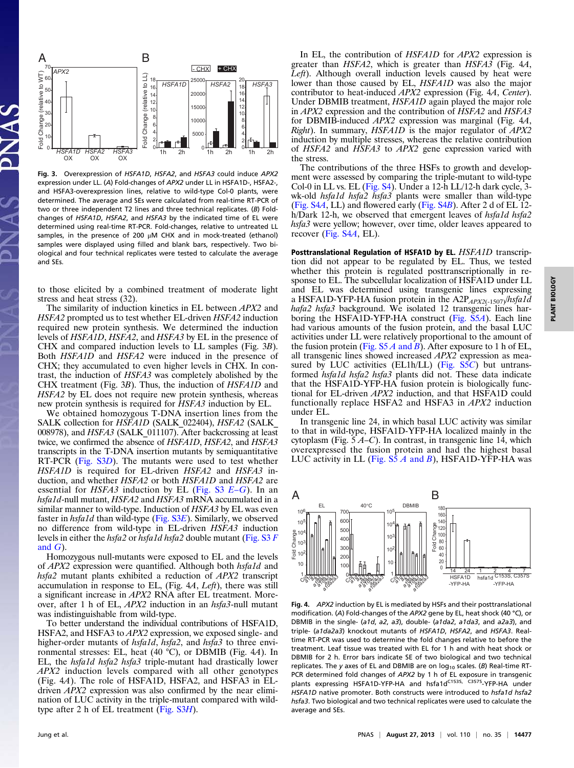**Fig. 3.** Overexpression of *HSFA1D*, *HSFA2*, and *HSFA3* could induce *APX2* expression under LL. (*A*) Fold-changes of *APX2* under LL in HSFA1D-, HSFA2-, and HSFA3-overexpression lines, relative to wild-type Col-0 plants, were determined. The average and SEs were calculated from real-time RT-PCR of two or three independent T2 lines and three technical replicates. (*B*) Fold-changes of *HSFA1D*, *HSFA2*, and *HSFA3* by the indicated time of EL were determined using real-time RT-PCR. Fold-changes, relative to untreated LL samples, in the presence of 200 μM CHX and in mock-treated (ethanol) samples were displayed using filled and blank bars, respectively. Two biological and four technical replicates were tested to calculate the average and SEs.

to those elicited by a combined treatment of moderate light stress and heat stress (32).

The similarity of induction kinetics in EL between *APX2* and *HSFA2* prompted us to test whether EL-driven *HSFA2* induction required new protein synthesis. We determined the induction levels of *HSFA1D*, *HSFA2*, and *HSFA3* by EL in the presence of CHX and compared induction levels to LL samples (Fig. 3*B*). Both *HSFA1D* and *HSFA2* were induced in the presence of CHX; they accumulated to even higher levels in CHX. In contrast, the induction of *HSFA3* was completely abolished by the CHX treatment (Fig. 3*B*). Thus, the induction of *HSFA1D* and *HSFA2* by EL does not require new protein synthesis, whereas new protein synthesis is required for *HSFA3* induction by EL.

We obtained homozygous T-DNA insertion lines from the SALK collection for *HSFA1D* (SALK_022404), *HSFA2* (SALK_008978), and *HSFA3* (SALK_011107). After backcrossing at least twice, we confirmed the absence of *HSFA1D*, *HSFA2*, and *HSFA3* transcripts in the T-DNA insertion mutants by semiquantitative RT-PCR (Fig. S3*D*). The mutants were used to test whether *HSFA1D* is required for EL-driven *HSFA2* and *HSFA3* induction, and whether *HSFA2* or both *HSFA1D* and *HSFA2* are essential for *HSFA3* induction by EL (Fig. S3 *E*–*G*). In an *hsfa1d*-null mutant, *HSFA2* and *HSFA3* mRNA accumulated in a similar manner to wild-type. Induction of *HSFA3* by EL was even faster in *hsfa1d* than wild-type (Fig. S3*E*). Similarly, we observed no difference from wild-type in EL-driven *HSFA3* induction levels in either the *hsfa2* or *hsfa1d hsfa2* double mutant (Fig. S3 *F* and *G*).

Homozygous null-mutants were exposed to EL and the levels of *APX2* expression were quantified. Although both *hsfa1d* and *hsfa2* mutant plants exhibited a reduction of *APX2* transcript accumulation in response to EL, (Fig. 4*A*, *Left*), there was still a significant increase in *APX2* RNA after EL treatment. Moreover, after 1 h of EL, *APX2* induction in an *hsfa3*-null mutant was indistinguishable from wild-type.

To better understand the individual contributions of HSFA1D, HSFA2, and HSFA3 to *APX2* expression, we exposed single- and higher-order mutants of *hsfa1d*, *hsfa2*, and *hsfa3* to three environmental stresses: EL, heat (40 °C), or DBMIB (Fig. 4*A*). In EL, the *hsfa1d hsfa2 hsfa3* triple-mutant had drastically lower *APX2* induction levels compared with all other genotypes (Fig. 4*A*). The role of HSFA1D, HSFA2, and HSFA3 in EL-driven *APX2* expression was also confirmed by the near elimination of LUC activity in the triple-mutant compared with wild-type after 2 h of EL treatment (Fig. S3*H*).

In EL, the contribution of *HSFA1D* for *APX2* expression is greater than *HSFA2*, which is greater than *HSFA3* (Fig. 4*A*, *Left*). Although overall induction levels caused by heat were lower than those caused by EL, *HSFA1D* was also the major contributor to heat-induced *APX2* expression (Fig. 4*A*, *Center*). Under DBMIB treatment, *HSFA1D* again played the major role in *APX2* expression and the contribution of *HSFA2* and *HSFA3* for DBMIB-induced *APX2* expression was marginal (Fig. 4*A*, *Right*). In summary, *HSFA1D* is the major regulator of *APX2* induction by multiple stresses, whereas the relative contribution of *HSFA2* and *HSFA3* to *APX2* gene expression varied with the stress.

The contributions of the three HSFs to growth and development were assessed by comparing the triple-mutant to wild-type Col-0 in LL vs. EL (Fig. S4). Under a 12-h LL/12-h dark cycle, 3-wk-old *hsfa1d hsfa2 hsfa3* plants were smaller than wild-type (Fig. S4*A*, LL) and flowered early (Fig. S4*B*). After 2 d of EL 12-h/Dark 12-h, we observed that emergent leaves of *hsfa1d hsfa2 hsfa3* were yellow; however, over time, older leaves appeared to recover (Fig. S4*A*, EL).

**Posttranslational Regulation of HSFA1D by EL.** *HSFA1D* transcription did not appear to be regulated by EL. Thus, we tested whether this protein is regulated posttranscriptionally in response to EL. The subcellular localization of HSFA1D under LL and EL was determined using transgenic lines expressing a HSFA1D-YFP-HA fusion protein in the A2P$_{APX2(-1507)}$/*hsfa1d hafa2 hsfa3* background. We isolated 12 transgenic lines harboring the HSFA1D-YFP-HA construct (Fig. S5*A*). Each line had various amounts of the fusion protein, and the basal LUC activities under LL were relatively proportional to the amount of the fusion protein (Fig. S5 *A* and *B*). After exposure to 1 h of EL, all transgenic lines showed increased *APX2* expression as measured by LUC activities (EL1h/LL) (Fig. S5*C*) but untransformed *hsfa1d hsfa2 hsfa3* plants did not. These data indicate that the HSFA1D-YFP-HA fusion protein is biologically functional for EL-driven *APX2* induction, and that HSFA1D could functionally replace HSFA2 and HSFA3 in *APX2* induction under EL.

In transgenic line 24, in which basal LUC activity was similar to that in wild-type, HSFA1D-YFP-HA localized mainly in the cytoplasm (Fig. 5 *A*–*C*). In contrast, in transgenic line 14, which overexpressed the fusion protein and had the highest basal LUC activity in LL (Fig. S5 *A* and *B*), HSFA1D-YFP-HA was

**Fig. 4.** *APX2* induction by EL is mediated by HSFs and their posttranslational modification. (*A*) Fold-changes of the *APX2* gene by EL, heat shock (40 °C), or DBMIB in the single- (*a1d*, *a2*, *a3*), double- (*a1da2*, *a1da3*, and *a2a3*), and triple- (*a1da2a3*) knockout mutants of *HSFA1D*, *HSFA2*, and *HSFA3*. Real-time RT-PCR was used to determine the fold changes relative to before the treatment. Leaf tissue was treated with EL for 1 h and with heat shock or DBMIB for 2 h. Error bars indicate SE of two biological and two technical replicates. The *y* axes of EL and DBMIB are on $\log_{10}$ scales. (*B*) Real-time RT-PCR determined fold changes of *APX2* by 1 h of EL exposure in transgenic plants expressing HSFA1D-YFP-HA and hsfa1d$^{C153S,\ C357S}$-YFP-HA under *HSFA1D* native promoter. Both constructs were introduced to *hsfa1d hsfa2 hsfa3*. Two biological and two technical replicates were used to calculate the average and SEs.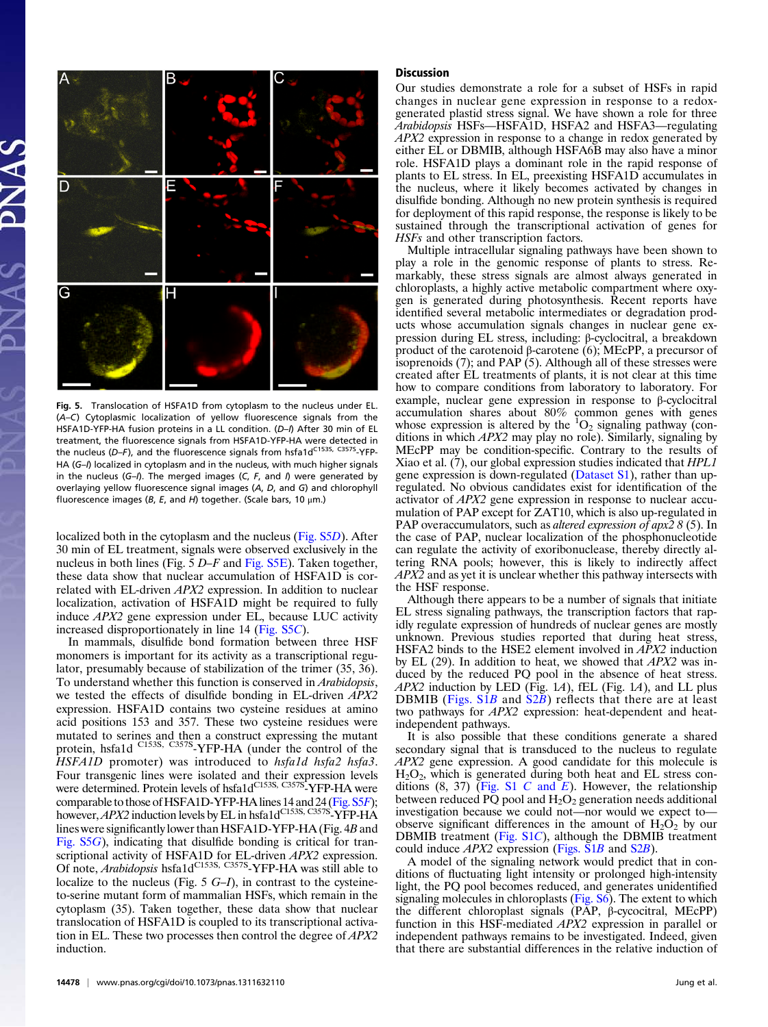Fig. 5. Translocation of HSFA1D from cytoplasm to the nucleus under EL. (*A–C*) Cytoplasmic localization of yellow fluorescence signals from the HSFA1D-YFP-HA fusion proteins in a LL condition. (*D–I*) After 30 min of EL treatment, the fluorescence signals from HSFA1D-YFP-HA were detected in the nucleus (*D–F*), and the fluorescence signals from hsfa1d$^{C153S, C357S}$-YFP-HA (*G–I*) localized in cytoplasm and in the nucleus, with much higher signals in the nucleus (*G–I*). The merged images (*C*, *F*, and *I*) were generated by overlaying yellow fluorescence signal images (*A*, *D*, and *G*) and chlorophyll fluorescence images (*B*, *E*, and *H*) together. (Scale bars, 10 μm.)

localized both in the cytoplasm and the nucleus (Fig. S5*D*). After 30 min of EL treatment, signals were observed exclusively in the nucleus in both lines (Fig. 5 *D–F* and Fig. S5E). Taken together, these data show that nuclear accumulation of HSFA1D is correlated with EL-driven *APX2* expression. In addition to nuclear localization, activation of HSFA1D might be required to fully induce *APX2* gene expression under EL, because LUC activity increased disproportionately in line 14 (Fig. S5*C*).

In mammals, disulfide bond formation between three HSF monomers is important for its activity as a transcriptional regulator, presumably because of stabilization of the trimer (35, 36). To understand whether this function is conserved in *Arabidopsis*, we tested the effects of disulfide bonding in EL-driven *APX2* expression. HSFA1D contains two cysteine residues at amino acid positions 153 and 357. These two cysteine residues were mutated to serines and then a construct expressing the mutant protein, hsfa1d$^{C153S, C357S}$-YFP-HA (under the control of the *HSFA1D* promoter) was introduced to *hsfa1d hsfa2 hsfa3*. Four transgenic lines were isolated and their expression levels were determined. Protein levels of hsfa1d$^{C153S, C357S}$-YFP-HA were comparable to those of HSFA1D-YFP-HA lines 14 and 24 (Fig. S5*F*); however, *APX2* induction levels by EL in hsfa1d$^{C153S, C357S}$-YFP-HA lines were significantly lower than HSFA1D-YFP-HA (Fig. 4*B* and Fig. S5*G*), indicating that disulfide bonding is critical for transcriptional activity of HSFA1D for EL-driven *APX2* expression. Of note, *Arabidopsis* hsfa1d$^{C153S, C357S}$-YFP-HA was still able to localize to the nucleus (Fig. 5 *G–I*), in contrast to the cysteine-to-serine mutant form of mammalian HSFs, which remain in the cytoplasm (35). Taken together, these data show that nuclear translocation of HSFA1D is coupled to its transcriptional activation in EL. These two processes then control the degree of *APX2* induction.

## Discussion

Our studies demonstrate a role for a subset of HSFs in rapid changes in nuclear gene expression in response to a redox-generated plastid stress signal. We have shown a role for three *Arabidopsis* HSFs—HSFA1D, HSFA2 and HSFA3—regulating *APX2* expression in response to a change in redox generated by either EL or DBMIB, although HSFA6B may also have a minor role. HSFA1D plays a dominant role in the rapid response of plants to EL stress. In EL, preexisting HSFA1D accumulates in the nucleus, where it likely becomes activated by changes in disulfide bonding. Although no new protein synthesis is required for deployment of this rapid response, the response is likely to be sustained through the transcriptional activation of genes for *HSFs* and other transcription factors.

Multiple intracellular signaling pathways have been shown to play a role in the genomic response of plants to stress. Remarkably, these stress signals are almost always generated in chloroplasts, a highly active metabolic compartment where oxygen is generated during photosynthesis. Recent reports have identified several metabolic intermediates or degradation products whose accumulation signals changes in nuclear gene expression during EL stress, including: β-cyclocitral, a breakdown product of the carotenoid β-carotene (6); MEcPP, a precursor of isoprenoids (7); and PAP (5). Although all of these stresses were created after EL treatments of plants, it is not clear at this time how to compare conditions from laboratory to laboratory. For example, nuclear gene expression in response to β-cyclocitral accumulation shares about 80% common genes with genes whose expression is altered by the $^1O_2$ signaling pathway (conditions in which *APX2* may play no role). Similarly, signaling by MEcPP may be condition-specific. Contrary to the results of Xiao et al. (7), our global expression studies indicated that *HPL1* gene expression is down-regulated (Dataset S1), rather than up-regulated. No obvious candidates exist for identification of the activator of *APX2* gene expression in response to nuclear accumulation of PAP except for ZAT10, which is also up-regulated in PAP overaccumulators, such as *altered expression of apx2 8* (5). In the case of PAP, nuclear localization of the phosphonucleotide can regulate the activity of exoribonuclease, thereby directly altering RNA pools; however, this is likely to indirectly affect *APX2* and as yet it is unclear whether this pathway intersects with the HSF response.

Although there appears to be a number of signals that initiate EL stress signaling pathways, the transcription factors that rapidly regulate expression of hundreds of nuclear genes are mostly unknown. Previous studies reported that during heat stress, HSFA2 binds to the HSE2 element involved in *APX2* induction by EL (29). In addition to heat, we showed that *APX2* was induced by the reduced PQ pool in the absence of heat stress. *APX2* induction by LED (Fig. 1*A*), fEL (Fig. 1*A*), and LL plus DBMIB (Figs. S1*B* and S2*B*) reflects that there are at least two pathways for *APX2* expression: heat-dependent and heat-independent pathways.

It is also possible that these conditions generate a shared secondary signal that is transduced to the nucleus to regulate *APX2* gene expression. A good candidate for this molecule is $H_2O_2$, which is generated during both heat and EL stress conditions (8, 37) (Fig. S1 *C* and *E*). However, the relationship between reduced PQ pool and $H_2O_2$ generation needs additional investigation because we could not—nor would we expect to—observe significant differences in the amount of $H_2O_2$ by our DBMIB treatment (Fig. S1*C*), although the DBMIB treatment could induce *APX2* expression (Figs. S1*B* and S2*B*).

A model of the signaling network would predict that in conditions of fluctuating light intensity or prolonged high-intensity light, the PQ pool becomes reduced, and generates unidentified signaling molecules in chloroplasts (Fig. S6). The extent to which the different chloroplast signals (PAP, β-cycocitral, MEcPP) function in this HSF-mediated *APX2* expression in parallel or independent pathways remains to be investigated. Indeed, given that there are substantial differences in the relative induction of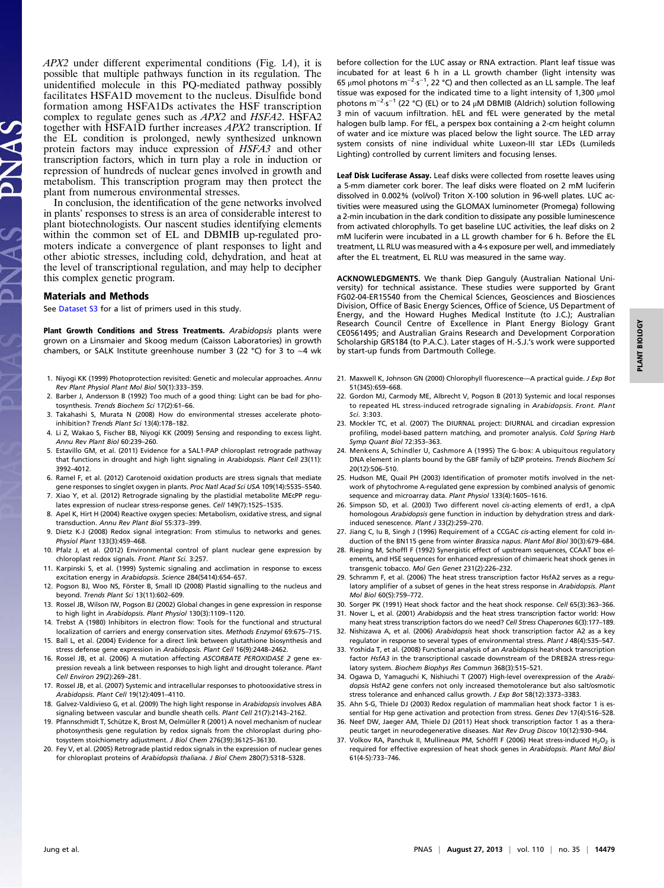*APX2* under different experimental conditions (Fig. 1*A*), it is possible that multiple pathways function in its regulation. The unidentified molecule in this PQ-mediated pathway possibly facilitates HSFA1D movement to the nucleus. Disulfide bond formation among HSFA1Ds activates the HSF transcription complex to regulate genes such as *APX2* and *HSFA2*. HSFA2 together with HSFA1D further increases *APX2* transcription. If the EL condition is prolonged, newly synthesized unknown protein factors may induce expression of *HSFA3* and other transcription factors, which in turn play a role in induction or repression of hundreds of nuclear genes involved in growth and metabolism. This transcription program may then protect the plant from numerous environmental stresses.

In conclusion, the identification of the gene networks involved in plants' responses to stress is an area of considerable interest to plant biotechnologists. Our nascent studies identifying elements within the common set of EL and DBMIB up-regulated promoters indicate a convergence of plant responses to light and other abiotic stresses, including cold, dehydration, and heat at the level of transcriptional regulation, and may help to decipher this complex genetic program.

## Materials and Methods

See Dataset S3 for a list of primers used in this study.

**Plant Growth Conditions and Stress Treatments.** *Arabidopsis* plants were grown on a Linsmaier and Skoog medum (Caisson Laboratories) in growth chambers, or SALK Institute greenhouse number 3 (22 °C) for 3 to ~4 wk before collection for the LUC assay or RNA extraction. Plant leaf tissue was incubated for at least 6 h in a LL growth chamber (light intensity was 65 μmol photons $m^{-2} \cdot s^{-1}$, 22 °C) and then collected as an LL sample. The leaf tissue was exposed for the indicated time to a light intensity of 1,300 μmol photons $m^{-2} \cdot s^{-1}$ (22 °C) (EL) or to 24 μM DBMIB (Aldrich) solution following 3 min of vacuum infiltration. hEL and fEL were generated by the metal halogen bulb lamp. For fEL, a perspex box containing a 2-cm height column of water and ice mixture was placed below the light source. The LED array system consists of nine individual white Luxeon-III star LEDs (Lumileds Lighting) controlled by current limiters and focusing lenses.

**Leaf Disk Luciferase Assay.** Leaf disks were collected from rosette leaves using a 5-mm diameter cork borer. The leaf disks were floated on 2 mM luciferin dissolved in 0.002% (vol/vol) Triton X-100 solution in 96-well plates. LUC activities were measured using the GLOMAX luminometer (Promega) following a 2-min incubation in the dark condition to dissipate any possible luminescence from activated chlorophylls. To get baseline LUC activities, the leaf disks on 2 mM luciferin were incubated in a LL growth chamber for 6 h. Before the EL treatment, LL RLU was measured with a 4-s exposure per well, and immediately after the EL treatment, EL RLU was measured in the same way.

**ACKNOWLEDGMENTS.** We thank Diep Ganguly (Australian National University) for technical assistance. These studies were supported by Grant FG02-04-ER15540 from the Chemical Sciences, Geosciences and Biosciences Division, Office of Basic Energy Sciences, Office of Science, US Department of Energy, and the Howard Hughes Medical Institute (to J.C.); Australian Research Council Centre of Excellence in Plant Energy Biology Grant CE0561495; and Australian Grains Research and Development Corporation Scholarship GRS184 (to P.A.C.). Later stages of H.-S.J.'s work were supported by start-up funds from Dartmouth College.

1. Niyogi KK (1999) Photoprotection revisited: Genetic and molecular approaches. *Annu Rev Plant Physiol Plant Mol Biol* 50(1):333–359.
2. Barber J, Andersson B (1992) Too much of a good thing: Light can be bad for photosynthesis. *Trends Biochem Sci* 17(2):61–66.
3. Takahashi S, Murata N (2008) How do environmental stresses accelerate photoinhibition? *Trends Plant Sci* 13(4):178–182.
4. Li Z, Wakao S, Fischer BB, Niyogi KK (2009) Sensing and responding to excess light. *Annu Rev Plant Biol* 60:239–260.
5. Estavillo GM, et al. (2011) Evidence for a SAL1-PAP chloroplast retrograde pathway that functions in drought and high light signaling in *Arabidopsis*. *Plant Cell* 23(11): 3992–4012.
6. Ramel F, et al. (2012) Carotenoid oxidation products are stress signals that mediate gene responses to singlet oxygen in plants. *Proc Natl Acad Sci USA* 109(14):5535–5540.
7. Xiao Y, et al. (2012) Retrograde signaling by the plastidial metabolite MEcPP regulates expression of nuclear stress-response genes. *Cell* 149(7):1525–1535.
8. Apel K, Hirt H (2004) Reactive oxygen species: Metabolism, oxidative stress, and signal transduction. *Annu Rev Plant Biol* 55:373–399.
9. Dietz K-J (2008) Redox signal integration: From stimulus to networks and genes. *Physiol Plant* 133(3):459–468.
10. Pfalz J, et al. (2012) Environmental control of plant nuclear gene expression by chloroplast redox signals. *Front. Plant Sci.* 3:257.
11. Karpinski S, et al. (1999) Systemic signaling and acclimation in response to excess excitation energy in *Arabidopsis*. *Science* 284(5414):654–657.
12. Pogson BJ, Woo NS, Förster B, Small ID (2008) Plastid signalling to the nucleus and beyond. *Trends Plant Sci* 13(11):602–609.
13. Rossel JB, Wilson IW, Pogson BJ (2002) Global changes in gene expression in response to high light in *Arabidopsis*. *Plant Physiol* 130(3):1109–1120.
14. Trebst A (1980) Inhibitors in electron flow: Tools for the functional and structural localization of carriers and energy conservation sites. *Methods Enzymol* 69:675–715.
15. Ball L, et al. (2004) Evidence for a direct link between glutathione biosynthesis and stress defense gene expression in *Arabidopsis*. *Plant Cell* 16(9):2448–2462.
16. Rossel JB, et al. (2006) A mutation affecting *ASCORBATE PEROXIDASE 2* gene expression reveals a link between responses to high light and drought tolerance. *Plant Cell Environ* 29(2):269–281.
17. Rossel JB, et al. (2007) Systemic and intracellular responses to photooxidative stress in *Arabidopsis*. *Plant Cell* 19(12):4091–4110.
18. Galvez-Valdivieso G, et al. (2009) The high light response in *Arabidopsis* involves ABA signaling between vascular and bundle sheath cells. *Plant Cell* 21(7):2143–2162.
19. Pfannschmidt T, Schütze K, Brost M, Oelmüller R (2001) A novel mechanism of nuclear photosynthesis gene regulation by redox signals from the chloroplast during photosystem stoichiometry adjustment. *J Biol Chem* 276(39):36125–36130.
20. Fey V, et al. (2005) Retrograde plastid redox signals in the expression of nuclear genes for chloroplast proteins of *Arabidopsis thaliana*. *J Biol Chem* 280(7):5318–5328.
21. Maxwell K, Johnson GN (2000) Chlorophyll fluorescence—A practical guide. *J Exp Bot* 51(345):659–668.
22. Gordon MJ, Carmody ME, Albrecht V, Pogson B (2013) Systemic and local responses to repeated HL stress-induced retrograde signaling in *Arabidopsis*. *Front. Plant Sci.* 3:303.
23. Mockler TC, et al. (2007) The DIURNAL project: DIURNAL and circadian expression profiling, model-based pattern matching, and promoter analysis. *Cold Spring Harb Symp Quant Biol* 72:353–363.
24. Menkens A, Schindler U, Cashmore A (1995) The G-box: A ubiquitous regulatory DNA element in plants bound by the GBF family of bZIP proteins. *Trends Biochem Sci* 20(12):506–510.
25. Hudson ME, Quail PH (2003) Identification of promoter motifs involved in the network of phytochrome A-regulated gene expression by combined analysis of genomic sequence and microarray data. *Plant Physiol* 133(4):1605–1616.
26. Simpson SD, et al. (2003) Two different novel *cis*-acting elements of erd1, a clpA homologous *Arabidopsis* gene function in induction by dehydration stress and dark-induced senescence. *Plant J* 33(2):259–270.
27. Jiang C, Iu B, Singh J (1996) Requirement of a CCGAC *cis*-acting element for cold induction of the BN115 gene from winter *Brassica napus*. *Plant Mol Biol* 30(3):679–684.
28. Rieping M, Schoffl F (1992) Synergistic effect of upstream sequences, CCAAT box elements, and HSE sequences for enhanced expression of chimaeric heat shock genes in transgenic tobacco. *Mol Gen Genet* 231(2):226–232.
29. Schramm F, et al. (2006) The heat stress transcription factor HsfA2 serves as a regulatory amplifier of a subset of genes in the heat stress response in *Arabidopsis*. *Plant Mol Biol* 60(5):759–772.
30. Sorger PK (1991) Heat shock factor and the heat shock response. *Cell* 65(3):363–366.
31. Nover L, et al. (2001) *Arabidopsis* and the heat stress transcription factor world: How many heat stress transcription factors do we need? *Cell Stress Chaperones* 6(3):177–189.
32. Nishizawa A, et al. (2006) *Arabidopsis* heat shock transcription factor A2 as a key regulator in response to several types of environmental stress. *Plant J* 48(4):535–547.
33. Yoshida T, et al. (2008) Functional analysis of an *Arabidopsis* heat-shock transcription factor *HsfA3* in the transcriptional cascade downstream of the DREB2A stress-regulatory system. *Biochem Biophys Res Commun* 368(3):515–521.
34. Ogawa D, Yamaguchi K, Nishiuchi T (2007) High-level overexpression of the *Arabidopsis* HsfA2 gene confers not only increased themotolerance but also salt/osmotic stress tolerance and enhanced callus growth. *J Exp Bot* 58(12):3373–3383.
35. Ahn S-G, Thiele DJ (2003) Redox regulation of mammalian heat shock factor 1 is essential for Hsp gene activation and protection from stress. *Genes Dev* 17(4):516–528.
36. Neef DW, Jaeger AM, Thiele DJ (2011) Heat shock transcription factor 1 as a therapeutic target in neurodegenerative diseases. *Nat Rev Drug Discov* 10(12):930–944.
37. Volkov RA, Panchuk II, Mullineaux PM, Schöffl F (2006) Heat stress-induced $H_2O_2$ is required for effective expression of heat shock genes in *Arabidopsis*. *Plant Mol Biol* 61(4-5):733–746.